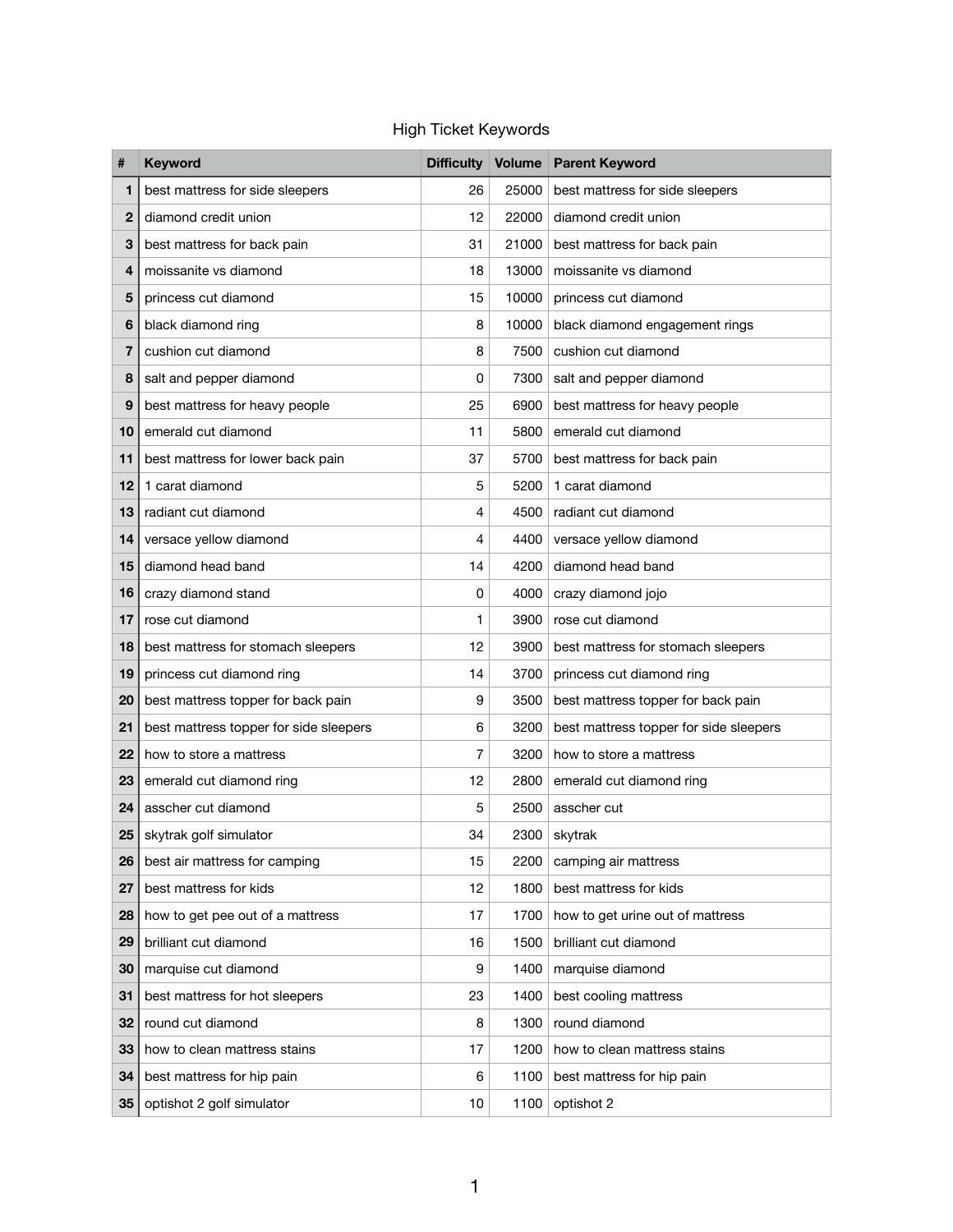# High Ticket Keywords

| # | Keyword | Difficulty | Volume | Parent Keyword |
|---|---|---|---|---|
| 1 | best mattress for side sleepers | 26 | 25000 | best mattress for side sleepers |
| 2 | diamond credit union | 12 | 22000 | diamond credit union |
| 3 | best mattress for back pain | 31 | 21000 | best mattress for back pain |
| 4 | moissanite vs diamond | 18 | 13000 | moissanite vs diamond |
| 5 | princess cut diamond | 15 | 10000 | princess cut diamond |
| 6 | black diamond ring | 8 | 10000 | black diamond engagement rings |
| 7 | cushion cut diamond | 8 | 7500 | cushion cut diamond |
| 8 | salt and pepper diamond | 0 | 7300 | salt and pepper diamond |
| 9 | best mattress for heavy people | 25 | 6900 | best mattress for heavy people |
| 10 | emerald cut diamond | 11 | 5800 | emerald cut diamond |
| 11 | best mattress for lower back pain | 37 | 5700 | best mattress for back pain |
| 12 | 1 carat diamond | 5 | 5200 | 1 carat diamond |
| 13 | radiant cut diamond | 4 | 4500 | radiant cut diamond |
| 14 | versace yellow diamond | 4 | 4400 | versace yellow diamond |
| 15 | diamond head band | 14 | 4200 | diamond head band |
| 16 | crazy diamond stand | 0 | 4000 | crazy diamond jojo |
| 17 | rose cut diamond | 1 | 3900 | rose cut diamond |
| 18 | best mattress for stomach sleepers | 12 | 3900 | best mattress for stomach sleepers |
| 19 | princess cut diamond ring | 14 | 3700 | princess cut diamond ring |
| 20 | best mattress topper for back pain | 9 | 3500 | best mattress topper for back pain |
| 21 | best mattress topper for side sleepers | 6 | 3200 | best mattress topper for side sleepers |
| 22 | how to store a mattress | 7 | 3200 | how to store a mattress |
| 23 | emerald cut diamond ring | 12 | 2800 | emerald cut diamond ring |
| 24 | asscher cut diamond | 5 | 2500 | asscher cut |
| 25 | skytrak golf simulator | 34 | 2300 | skytrak |
| 26 | best air mattress for camping | 15 | 2200 | camping air mattress |
| 27 | best mattress for kids | 12 | 1800 | best mattress for kids |
| 28 | how to get pee out of a mattress | 17 | 1700 | how to get urine out of mattress |
| 29 | brilliant cut diamond | 16 | 1500 | brilliant cut diamond |
| 30 | marquise cut diamond | 9 | 1400 | marquise diamond |
| 31 | best mattress for hot sleepers | 23 | 1400 | best cooling mattress |
| 32 | round cut diamond | 8 | 1300 | round diamond |
| 33 | how to clean mattress stains | 17 | 1200 | how to clean mattress stains |
| 34 | best mattress for hip pain | 6 | 1100 | best mattress for hip pain |
| 35 | optishot 2 golf simulator | 10 | 1100 | optishot 2 |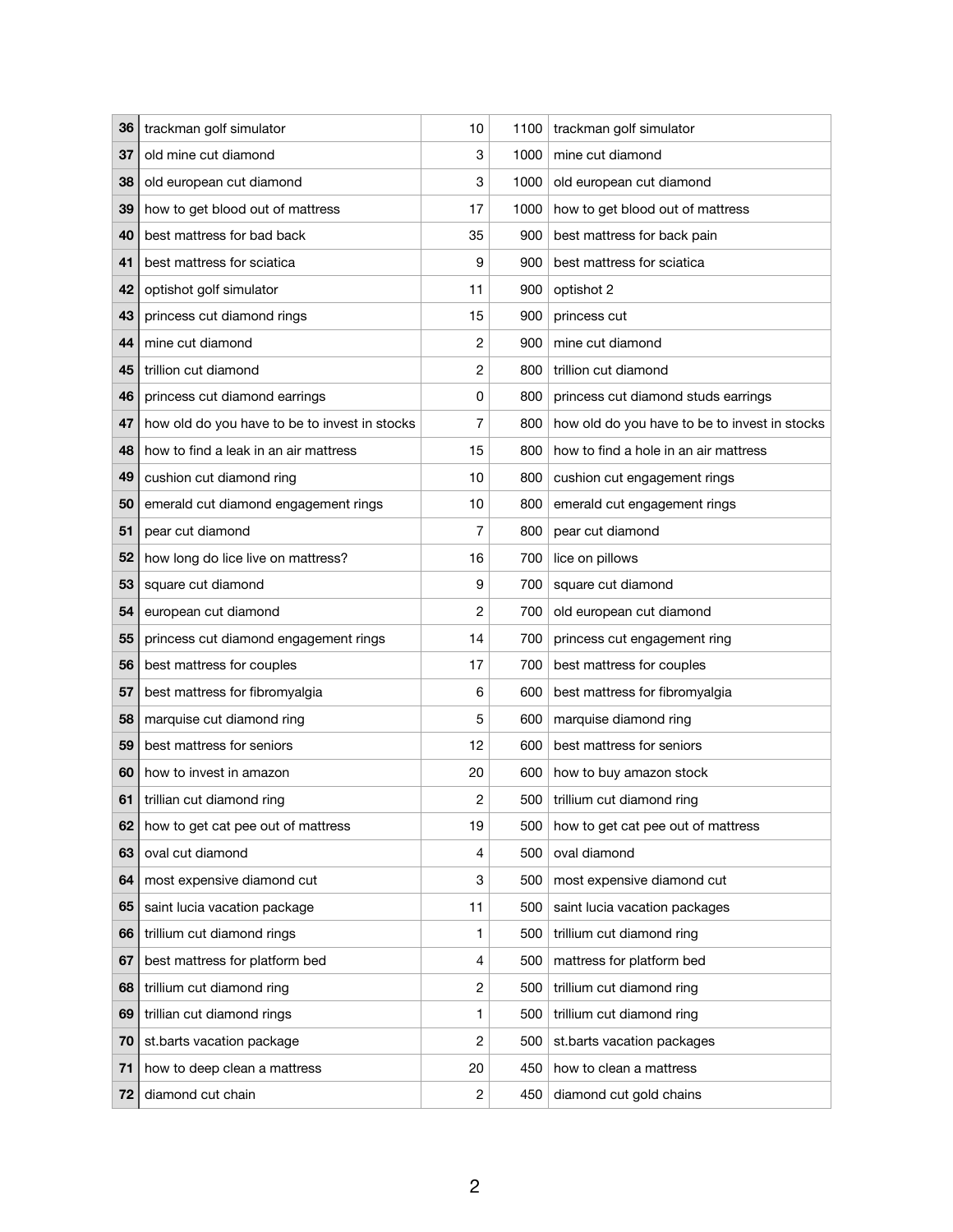| | | | | |
|---|---|---|---|---|
| 36 | trackman golf simulator | 10 | 1100 | trackman golf simulator |
| 37 | old mine cut diamond | 3 | 1000 | mine cut diamond |
| 38 | old european cut diamond | 3 | 1000 | old european cut diamond |
| 39 | how to get blood out of mattress | 17 | 1000 | how to get blood out of mattress |
| 40 | best mattress for bad back | 35 | 900 | best mattress for back pain |
| 41 | best mattress for sciatica | 9 | 900 | best mattress for sciatica |
| 42 | optishot golf simulator | 11 | 900 | optishot 2 |
| 43 | princess cut diamond rings | 15 | 900 | princess cut |
| 44 | mine cut diamond | 2 | 900 | mine cut diamond |
| 45 | trillion cut diamond | 2 | 800 | trillion cut diamond |
| 46 | princess cut diamond earrings | 0 | 800 | princess cut diamond studs earrings |
| 47 | how old do you have to be to invest in stocks | 7 | 800 | how old do you have to be to invest in stocks |
| 48 | how to find a leak in an air mattress | 15 | 800 | how to find a hole in an air mattress |
| 49 | cushion cut diamond ring | 10 | 800 | cushion cut engagement rings |
| 50 | emerald cut diamond engagement rings | 10 | 800 | emerald cut engagement rings |
| 51 | pear cut diamond | 7 | 800 | pear cut diamond |
| 52 | how long do lice live on mattress? | 16 | 700 | lice on pillows |
| 53 | square cut diamond | 9 | 700 | square cut diamond |
| 54 | european cut diamond | 2 | 700 | old european cut diamond |
| 55 | princess cut diamond engagement rings | 14 | 700 | princess cut engagement ring |
| 56 | best mattress for couples | 17 | 700 | best mattress for couples |
| 57 | best mattress for fibromyalgia | 6 | 600 | best mattress for fibromyalgia |
| 58 | marquise cut diamond ring | 5 | 600 | marquise diamond ring |
| 59 | best mattress for seniors | 12 | 600 | best mattress for seniors |
| 60 | how to invest in amazon | 20 | 600 | how to buy amazon stock |
| 61 | trillian cut diamond ring | 2 | 500 | trillium cut diamond ring |
| 62 | how to get cat pee out of mattress | 19 | 500 | how to get cat pee out of mattress |
| 63 | oval cut diamond | 4 | 500 | oval diamond |
| 64 | most expensive diamond cut | 3 | 500 | most expensive diamond cut |
| 65 | saint lucia vacation package | 11 | 500 | saint lucia vacation packages |
| 66 | trillium cut diamond rings | 1 | 500 | trillium cut diamond ring |
| 67 | best mattress for platform bed | 4 | 500 | mattress for platform bed |
| 68 | trillium cut diamond ring | 2 | 500 | trillium cut diamond ring |
| 69 | trillian cut diamond rings | 1 | 500 | trillium cut diamond ring |
| 70 | st.barts vacation package | 2 | 500 | st.barts vacation packages |
| 71 | how to deep clean a mattress | 20 | 450 | how to clean a mattress |
| 72 | diamond cut chain | 2 | 450 | diamond cut gold chains |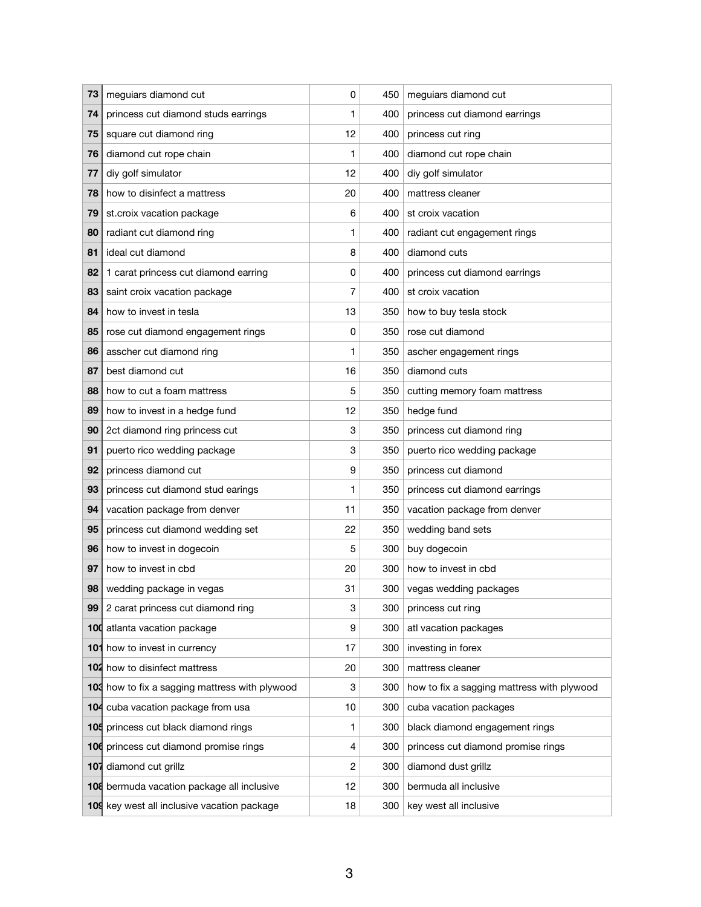| | | | | |
|---|---|---|---|---|
| 73 | meguiars diamond cut | 0 | 450 | meguiars diamond cut |
| 74 | princess cut diamond studs earrings | 1 | 400 | princess cut diamond earrings |
| 75 | square cut diamond ring | 12 | 400 | princess cut ring |
| 76 | diamond cut rope chain | 1 | 400 | diamond cut rope chain |
| 77 | diy golf simulator | 12 | 400 | diy golf simulator |
| 78 | how to disinfect a mattress | 20 | 400 | mattress cleaner |
| 79 | st.croix vacation package | 6 | 400 | st croix vacation |
| 80 | radiant cut diamond ring | 1 | 400 | radiant cut engagement rings |
| 81 | ideal cut diamond | 8 | 400 | diamond cuts |
| 82 | 1 carat princess cut diamond earring | 0 | 400 | princess cut diamond earrings |
| 83 | saint croix vacation package | 7 | 400 | st croix vacation |
| 84 | how to invest in tesla | 13 | 350 | how to buy tesla stock |
| 85 | rose cut diamond engagement rings | 0 | 350 | rose cut diamond |
| 86 | asscher cut diamond ring | 1 | 350 | ascher engagement rings |
| 87 | best diamond cut | 16 | 350 | diamond cuts |
| 88 | how to cut a foam mattress | 5 | 350 | cutting memory foam mattress |
| 89 | how to invest in a hedge fund | 12 | 350 | hedge fund |
| 90 | 2ct diamond ring princess cut | 3 | 350 | princess cut diamond ring |
| 91 | puerto rico wedding package | 3 | 350 | puerto rico wedding package |
| 92 | princess diamond cut | 9 | 350 | princess cut diamond |
| 93 | princess cut diamond stud earings | 1 | 350 | princess cut diamond earrings |
| 94 | vacation package from denver | 11 | 350 | vacation package from denver |
| 95 | princess cut diamond wedding set | 22 | 350 | wedding band sets |
| 96 | how to invest in dogecoin | 5 | 300 | buy dogecoin |
| 97 | how to invest in cbd | 20 | 300 | how to invest in cbd |
| 98 | wedding package in vegas | 31 | 300 | vegas wedding packages |
| 99 | 2 carat princess cut diamond ring | 3 | 300 | princess cut ring |
| 100 | atlanta vacation package | 9 | 300 | atl vacation packages |
| 101 | how to invest in currency | 17 | 300 | investing in forex |
| 102 | how to disinfect mattress | 20 | 300 | mattress cleaner |
| 103 | how to fix a sagging mattress with plywood | 3 | 300 | how to fix a sagging mattress with plywood |
| 104 | cuba vacation package from usa | 10 | 300 | cuba vacation packages |
| 105 | princess cut black diamond rings | 1 | 300 | black diamond engagement rings |
| 106 | princess cut diamond promise rings | 4 | 300 | princess cut diamond promise rings |
| 107 | diamond cut grillz | 2 | 300 | diamond dust grillz |
| 108 | bermuda vacation package all inclusive | 12 | 300 | bermuda all inclusive |
| 109 | key west all inclusive vacation package | 18 | 300 | key west all inclusive |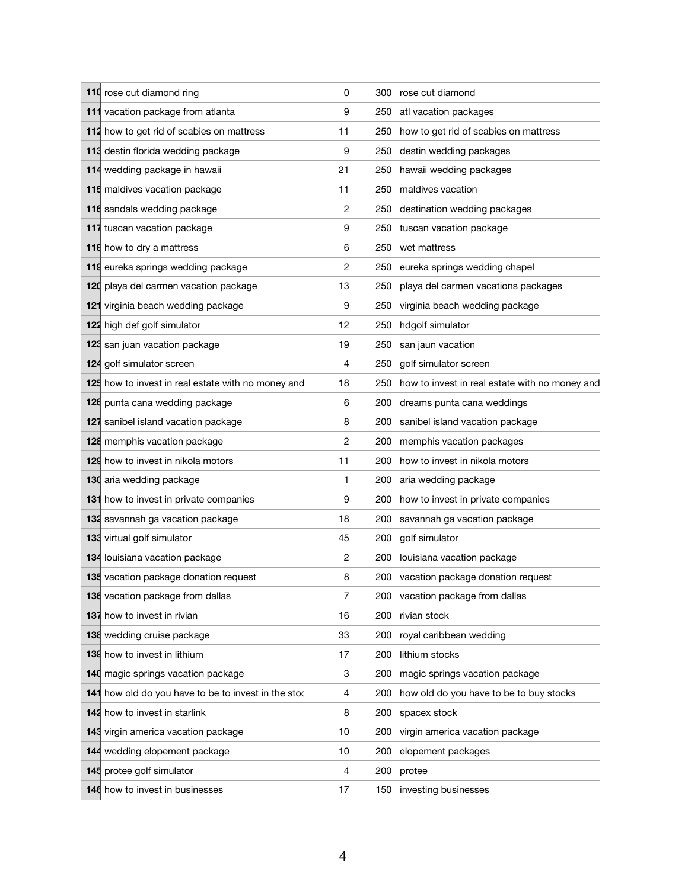| | | | | |
|---|---|---|---|---|
| 110 | rose cut diamond ring | 0 | 300 | rose cut diamond |
| 111 | vacation package from atlanta | 9 | 250 | atl vacation packages |
| 112 | how to get rid of scabies on mattress | 11 | 250 | how to get rid of scabies on mattress |
| 113 | destin florida wedding package | 9 | 250 | destin wedding packages |
| 114 | wedding package in hawaii | 21 | 250 | hawaii wedding packages |
| 115 | maldives vacation package | 11 | 250 | maldives vacation |
| 116 | sandals wedding package | 2 | 250 | destination wedding packages |
| 117 | tuscan vacation package | 9 | 250 | tuscan vacation package |
| 118 | how to dry a mattress | 6 | 250 | wet mattress |
| 119 | eureka springs wedding package | 2 | 250 | eureka springs wedding chapel |
| 120 | playa del carmen vacation package | 13 | 250 | playa del carmen vacations packages |
| 121 | virginia beach wedding package | 9 | 250 | virginia beach wedding package |
| 122 | high def golf simulator | 12 | 250 | hdgolf simulator |
| 123 | san juan vacation package | 19 | 250 | san jaun vacation |
| 124 | golf simulator screen | 4 | 250 | golf simulator screen |
| 125 | how to invest in real estate with no money and | 18 | 250 | how to invest in real estate with no money and |
| 126 | punta cana wedding package | 6 | 200 | dreams punta cana weddings |
| 127 | sanibel island vacation package | 8 | 200 | sanibel island vacation package |
| 128 | memphis vacation package | 2 | 200 | memphis vacation packages |
| 129 | how to invest in nikola motors | 11 | 200 | how to invest in nikola motors |
| 130 | aria wedding package | 1 | 200 | aria wedding package |
| 131 | how to invest in private companies | 9 | 200 | how to invest in private companies |
| 132 | savannah ga vacation package | 18 | 200 | savannah ga vacation package |
| 133 | virtual golf simulator | 45 | 200 | golf simulator |
| 134 | louisiana vacation package | 2 | 200 | louisiana vacation package |
| 135 | vacation package donation request | 8 | 200 | vacation package donation request |
| 136 | vacation package from dallas | 7 | 200 | vacation package from dallas |
| 137 | how to invest in rivian | 16 | 200 | rivian stock |
| 138 | wedding cruise package | 33 | 200 | royal caribbean wedding |
| 139 | how to invest in lithium | 17 | 200 | lithium stocks |
| 140 | magic springs vacation package | 3 | 200 | magic springs vacation package |
| 141 | how old do you have to be to invest in the stoc | 4 | 200 | how old do you have to be to buy stocks |
| 142 | how to invest in starlink | 8 | 200 | spacex stock |
| 143 | virgin america vacation package | 10 | 200 | virgin america vacation package |
| 144 | wedding elopement package | 10 | 200 | elopement packages |
| 145 | protee golf simulator | 4 | 200 | protee |
| 146 | how to invest in businesses | 17 | 150 | investing businesses |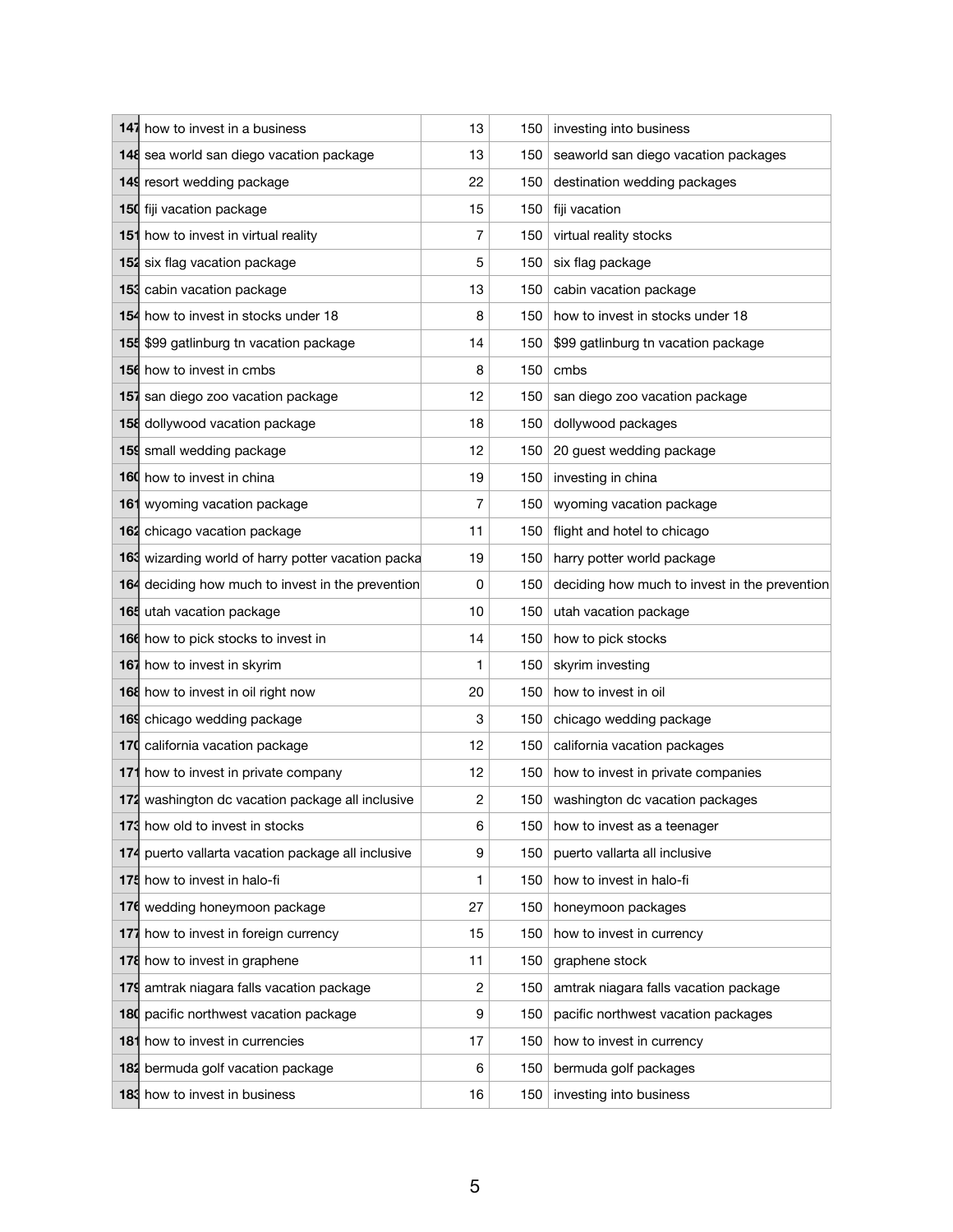| | | | | |
|---|---|---|---|---|
| 147 | how to invest in a business | 13 | 150 | investing into business |
| 148 | sea world san diego vacation package | 13 | 150 | seaworld san diego vacation packages |
| 149 | resort wedding package | 22 | 150 | destination wedding packages |
| 150 | fiji vacation package | 15 | 150 | fiji vacation |
| 151 | how to invest in virtual reality | 7 | 150 | virtual reality stocks |
| 152 | six flag vacation package | 5 | 150 | six flag package |
| 153 | cabin vacation package | 13 | 150 | cabin vacation package |
| 154 | how to invest in stocks under 18 | 8 | 150 | how to invest in stocks under 18 |
| 155 | $99 gatlinburg tn vacation package | 14 | 150 | $99 gatlinburg tn vacation package |
| 156 | how to invest in cmbs | 8 | 150 | cmbs |
| 157 | san diego zoo vacation package | 12 | 150 | san diego zoo vacation package |
| 158 | dollywood vacation package | 18 | 150 | dollywood packages |
| 159 | small wedding package | 12 | 150 | 20 guest wedding package |
| 160 | how to invest in china | 19 | 150 | investing in china |
| 161 | wyoming vacation package | 7 | 150 | wyoming vacation package |
| 162 | chicago vacation package | 11 | 150 | flight and hotel to chicago |
| 163 | wizarding world of harry potter vacation packa | 19 | 150 | harry potter world package |
| 164 | deciding how much to invest in the prevention | 0 | 150 | deciding how much to invest in the prevention |
| 165 | utah vacation package | 10 | 150 | utah vacation package |
| 166 | how to pick stocks to invest in | 14 | 150 | how to pick stocks |
| 167 | how to invest in skyrim | 1 | 150 | skyrim investing |
| 168 | how to invest in oil right now | 20 | 150 | how to invest in oil |
| 169 | chicago wedding package | 3 | 150 | chicago wedding package |
| 170 | california vacation package | 12 | 150 | california vacation packages |
| 171 | how to invest in private company | 12 | 150 | how to invest in private companies |
| 172 | washington dc vacation package all inclusive | 2 | 150 | washington dc vacation packages |
| 173 | how old to invest in stocks | 6 | 150 | how to invest as a teenager |
| 174 | puerto vallarta vacation package all inclusive | 9 | 150 | puerto vallarta all inclusive |
| 175 | how to invest in halo-fi | 1 | 150 | how to invest in halo-fi |
| 176 | wedding honeymoon package | 27 | 150 | honeymoon packages |
| 177 | how to invest in foreign currency | 15 | 150 | how to invest in currency |
| 178 | how to invest in graphene | 11 | 150 | graphene stock |
| 179 | amtrak niagara falls vacation package | 2 | 150 | amtrak niagara falls vacation package |
| 180 | pacific northwest vacation package | 9 | 150 | pacific northwest vacation packages |
| 181 | how to invest in currencies | 17 | 150 | how to invest in currency |
| 182 | bermuda golf vacation package | 6 | 150 | bermuda golf packages |
| 183 | how to invest in business | 16 | 150 | investing into business |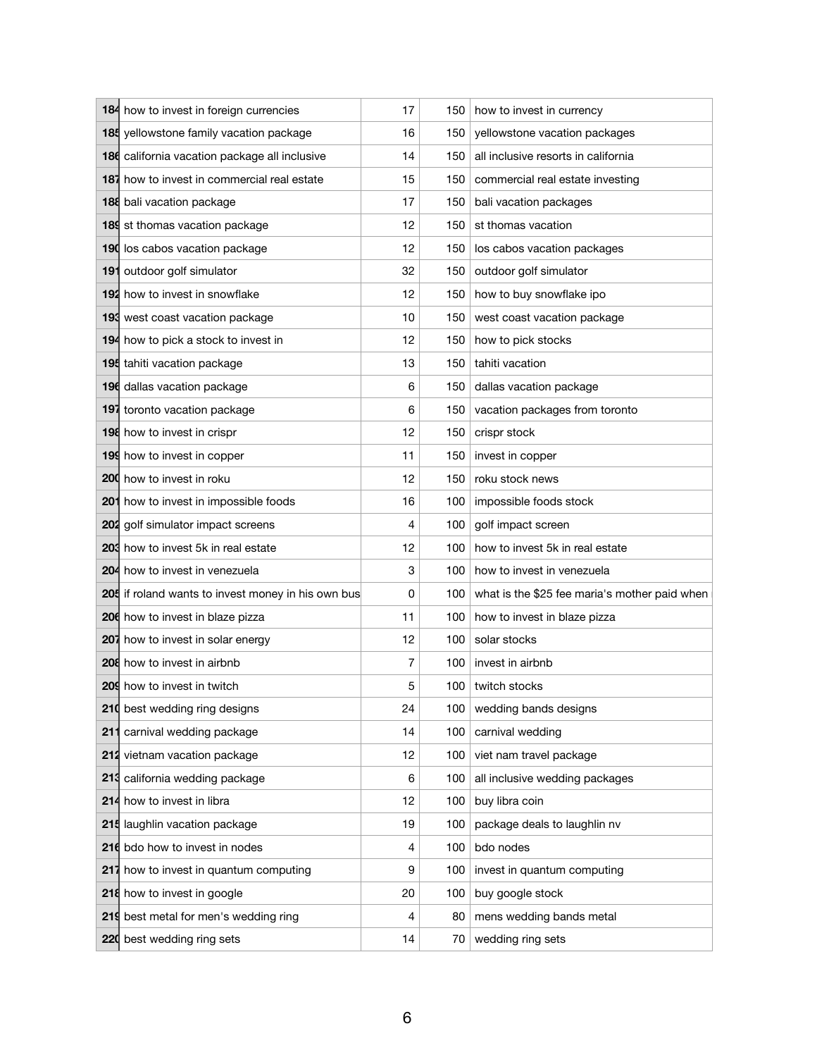| | | | | |
|---|---|---|---|---|
| 184 | how to invest in foreign currencies | 17 | 150 | how to invest in currency |
| 185 | yellowstone family vacation package | 16 | 150 | yellowstone vacation packages |
| 186 | california vacation package all inclusive | 14 | 150 | all inclusive resorts in california |
| 187 | how to invest in commercial real estate | 15 | 150 | commercial real estate investing |
| 188 | bali vacation package | 17 | 150 | bali vacation packages |
| 189 | st thomas vacation package | 12 | 150 | st thomas vacation |
| 190 | los cabos vacation package | 12 | 150 | los cabos vacation packages |
| 191 | outdoor golf simulator | 32 | 150 | outdoor golf simulator |
| 192 | how to invest in snowflake | 12 | 150 | how to buy snowflake ipo |
| 193 | west coast vacation package | 10 | 150 | west coast vacation package |
| 194 | how to pick a stock to invest in | 12 | 150 | how to pick stocks |
| 195 | tahiti vacation package | 13 | 150 | tahiti vacation |
| 196 | dallas vacation package | 6 | 150 | dallas vacation package |
| 197 | toronto vacation package | 6 | 150 | vacation packages from toronto |
| 198 | how to invest in crispr | 12 | 150 | crispr stock |
| 199 | how to invest in copper | 11 | 150 | invest in copper |
| 200 | how to invest in roku | 12 | 150 | roku stock news |
| 201 | how to invest in impossible foods | 16 | 100 | impossible foods stock |
| 202 | golf simulator impact screens | 4 | 100 | golf impact screen |
| 203 | how to invest 5k in real estate | 12 | 100 | how to invest 5k in real estate |
| 204 | how to invest in venezuela | 3 | 100 | how to invest in venezuela |
| 205 | if roland wants to invest money in his own bus | 0 | 100 | what is the $25 fee maria's mother paid when |
| 206 | how to invest in blaze pizza | 11 | 100 | how to invest in blaze pizza |
| 207 | how to invest in solar energy | 12 | 100 | solar stocks |
| 208 | how to invest in airbnb | 7 | 100 | invest in airbnb |
| 209 | how to invest in twitch | 5 | 100 | twitch stocks |
| 210 | best wedding ring designs | 24 | 100 | wedding bands designs |
| 211 | carnival wedding package | 14 | 100 | carnival wedding |
| 212 | vietnam vacation package | 12 | 100 | viet nam travel package |
| 213 | california wedding package | 6 | 100 | all inclusive wedding packages |
| 214 | how to invest in libra | 12 | 100 | buy libra coin |
| 215 | laughlin vacation package | 19 | 100 | package deals to laughlin nv |
| 216 | bdo how to invest in nodes | 4 | 100 | bdo nodes |
| 217 | how to invest in quantum computing | 9 | 100 | invest in quantum computing |
| 218 | how to invest in google | 20 | 100 | buy google stock |
| 219 | best metal for men's wedding ring | 4 | 80 | mens wedding bands metal |
| 220 | best wedding ring sets | 14 | 70 | wedding ring sets |